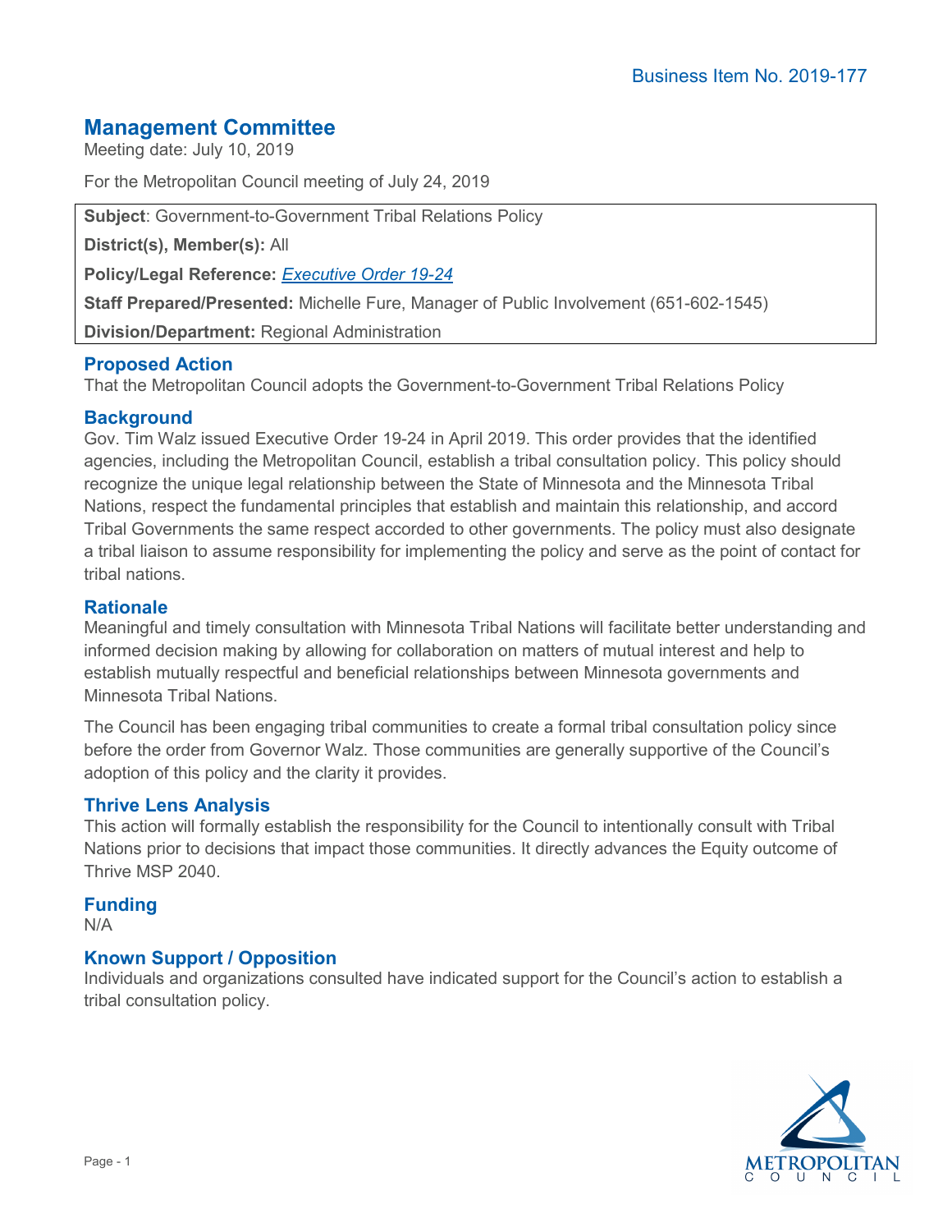Business Item No. 2019-177

# Management Committee

Meeting date: July 10, 2019

For the Metropolitan Council meeting of July 24, 2019

**Subject**: Government-to-Government Tribal Relations Policy

**District(s), Member(s):** All

**Policy/Legal Reference:** *Executive Order 19-24*

**Staff Prepared/Presented:** Michelle Fure, Manager of Public Involvement (651-602-1545)

**Division/Department:** Regional Administration

## Proposed Action

That the Metropolitan Council adopts the Government-to-Government Tribal Relations Policy

## Background

Gov. Tim Walz issued Executive Order 19-24 in April 2019. This order provides that the identified agencies, including the Metropolitan Council, establish a tribal consultation policy. This policy should recognize the unique legal relationship between the State of Minnesota and the Minnesota Tribal Nations, respect the fundamental principles that establish and maintain this relationship, and accord Tribal Governments the same respect accorded to other governments. The policy must also designate a tribal liaison to assume responsibility for implementing the policy and serve as the point of contact for tribal nations.

## Rationale

Meaningful and timely consultation with Minnesota Tribal Nations will facilitate better understanding and informed decision making by allowing for collaboration on matters of mutual interest and help to establish mutually respectful and beneficial relationships between Minnesota governments and Minnesota Tribal Nations.

The Council has been engaging tribal communities to create a formal tribal consultation policy since before the order from Governor Walz. Those communities are generally supportive of the Council's adoption of this policy and the clarity it provides.

## Thrive Lens Analysis

This action will formally establish the responsibility for the Council to intentionally consult with Tribal Nations prior to decisions that impact those communities. It directly advances the Equity outcome of Thrive MSP 2040.

## Funding

N/A

## Known Support / Opposition

Individuals and organizations consulted have indicated support for the Council's action to establish a tribal consultation policy.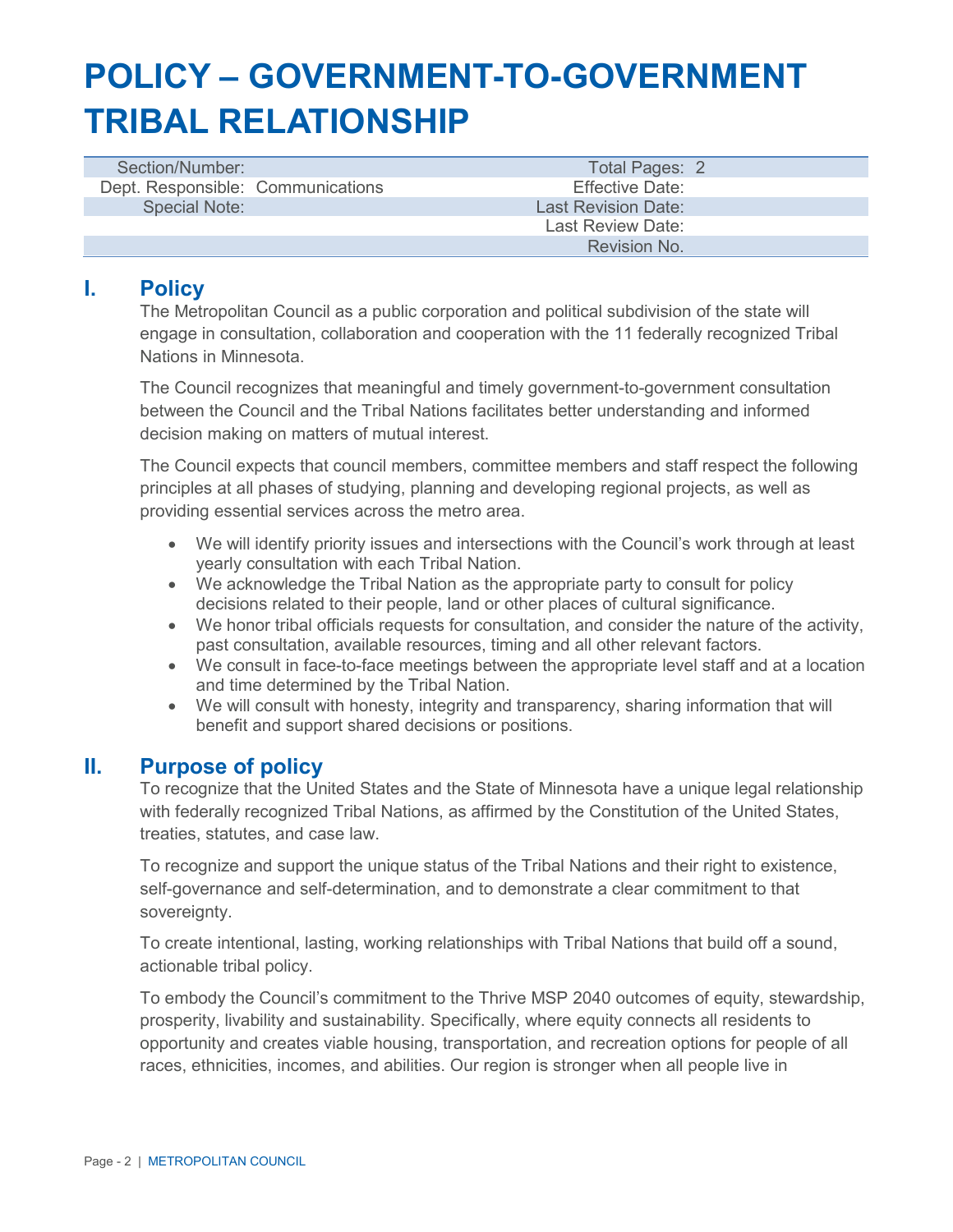# POLICY – GOVERNMENT-TO-GOVERNMENT TRIBAL RELATIONSHIP

| | | | |
|---|---|---|---|
| Section/Number: | | Total Pages: | 2 |
| Dept. Responsible: | Communications | Effective Date: | |
| Special Note: | | Last Revision Date: | |
| | | Last Review Date: | |
| | | Revision No. | |

## I. Policy

The Metropolitan Council as a public corporation and political subdivision of the state will engage in consultation, collaboration and cooperation with the 11 federally recognized Tribal Nations in Minnesota.

The Council recognizes that meaningful and timely government-to-government consultation between the Council and the Tribal Nations facilitates better understanding and informed decision making on matters of mutual interest.

The Council expects that council members, committee members and staff respect the following principles at all phases of studying, planning and developing regional projects, as well as providing essential services across the metro area.

- We will identify priority issues and intersections with the Council's work through at least yearly consultation with each Tribal Nation.
- We acknowledge the Tribal Nation as the appropriate party to consult for policy decisions related to their people, land or other places of cultural significance.
- We honor tribal officials requests for consultation, and consider the nature of the activity, past consultation, available resources, timing and all other relevant factors.
- We consult in face-to-face meetings between the appropriate level staff and at a location and time determined by the Tribal Nation.
- We will consult with honesty, integrity and transparency, sharing information that will benefit and support shared decisions or positions.

## II. Purpose of policy

To recognize that the United States and the State of Minnesota have a unique legal relationship with federally recognized Tribal Nations, as affirmed by the Constitution of the United States, treaties, statutes, and case law.

To recognize and support the unique status of the Tribal Nations and their right to existence, self-governance and self-determination, and to demonstrate a clear commitment to that sovereignty.

To create intentional, lasting, working relationships with Tribal Nations that build off a sound, actionable tribal policy.

To embody the Council's commitment to the Thrive MSP 2040 outcomes of equity, stewardship, prosperity, livability and sustainability. Specifically, where equity connects all residents to opportunity and creates viable housing, transportation, and recreation options for people of all races, ethnicities, incomes, and abilities. Our region is stronger when all people live in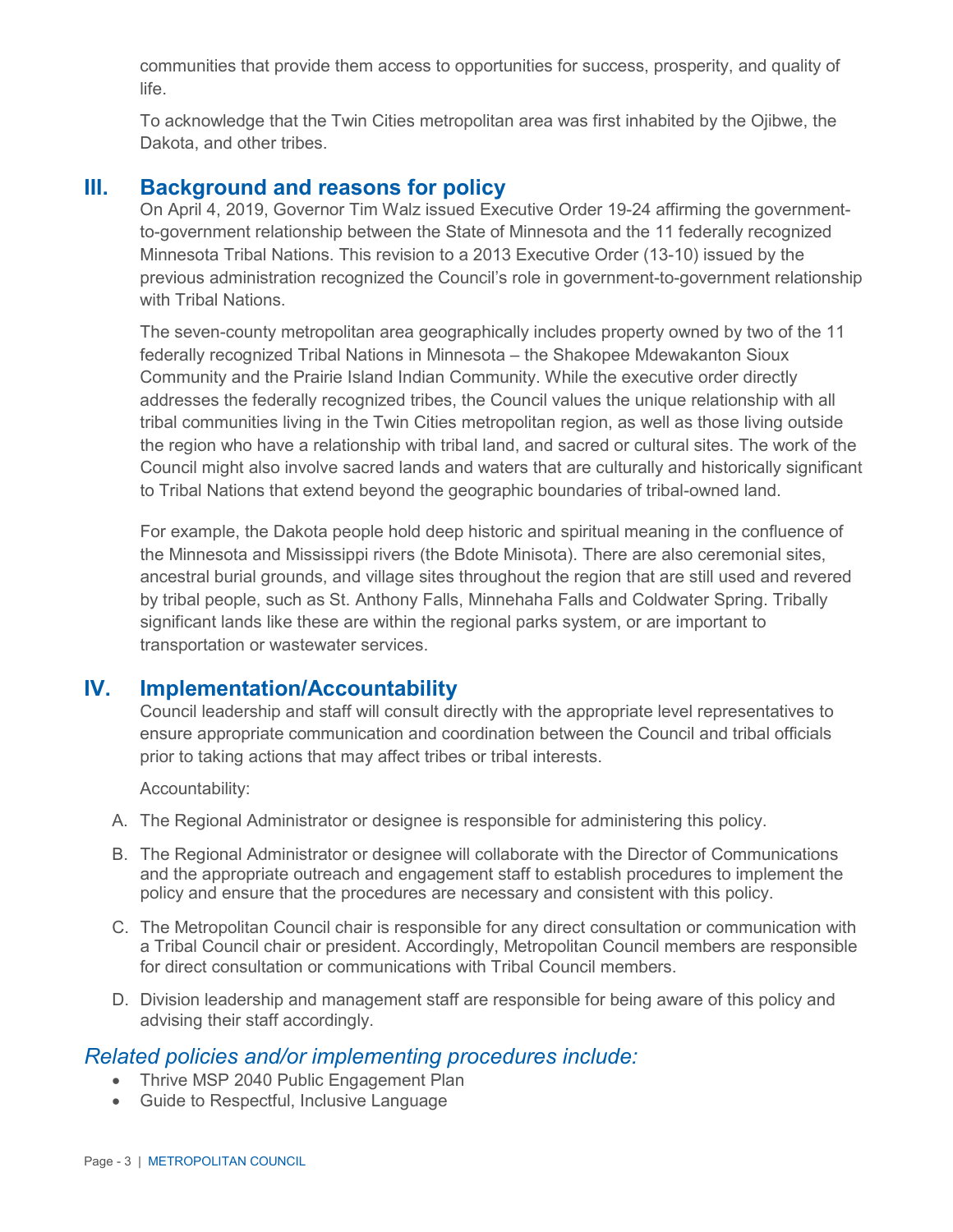communities that provide them access to opportunities for success, prosperity, and quality of life.

To acknowledge that the Twin Cities metropolitan area was first inhabited by the Ojibwe, the Dakota, and other tribes.

## III. Background and reasons for policy

On April 4, 2019, Governor Tim Walz issued Executive Order 19-24 affirming the government-to-government relationship between the State of Minnesota and the 11 federally recognized Minnesota Tribal Nations. This revision to a 2013 Executive Order (13-10) issued by the previous administration recognized the Council's role in government-to-government relationship with Tribal Nations.

The seven-county metropolitan area geographically includes property owned by two of the 11 federally recognized Tribal Nations in Minnesota – the Shakopee Mdewakanton Sioux Community and the Prairie Island Indian Community. While the executive order directly addresses the federally recognized tribes, the Council values the unique relationship with all tribal communities living in the Twin Cities metropolitan region, as well as those living outside the region who have a relationship with tribal land, and sacred or cultural sites. The work of the Council might also involve sacred lands and waters that are culturally and historically significant to Tribal Nations that extend beyond the geographic boundaries of tribal-owned land.

For example, the Dakota people hold deep historic and spiritual meaning in the confluence of the Minnesota and Mississippi rivers (the Bdote Minisota). There are also ceremonial sites, ancestral burial grounds, and village sites throughout the region that are still used and revered by tribal people, such as St. Anthony Falls, Minnehaha Falls and Coldwater Spring. Tribally significant lands like these are within the regional parks system, or are important to transportation or wastewater services.

## IV. Implementation/Accountability

Council leadership and staff will consult directly with the appropriate level representatives to ensure appropriate communication and coordination between the Council and tribal officials prior to taking actions that may affect tribes or tribal interests.

Accountability:

A. The Regional Administrator or designee is responsible for administering this policy.

B. The Regional Administrator or designee will collaborate with the Director of Communications and the appropriate outreach and engagement staff to establish procedures to implement the policy and ensure that the procedures are necessary and consistent with this policy.

C. The Metropolitan Council chair is responsible for any direct consultation or communication with a Tribal Council chair or president. Accordingly, Metropolitan Council members are responsible for direct consultation or communications with Tribal Council members.

D. Division leadership and management staff are responsible for being aware of this policy and advising their staff accordingly.

### *Related policies and/or implementing procedures include:*

- Thrive MSP 2040 Public Engagement Plan
- Guide to Respectful, Inclusive Language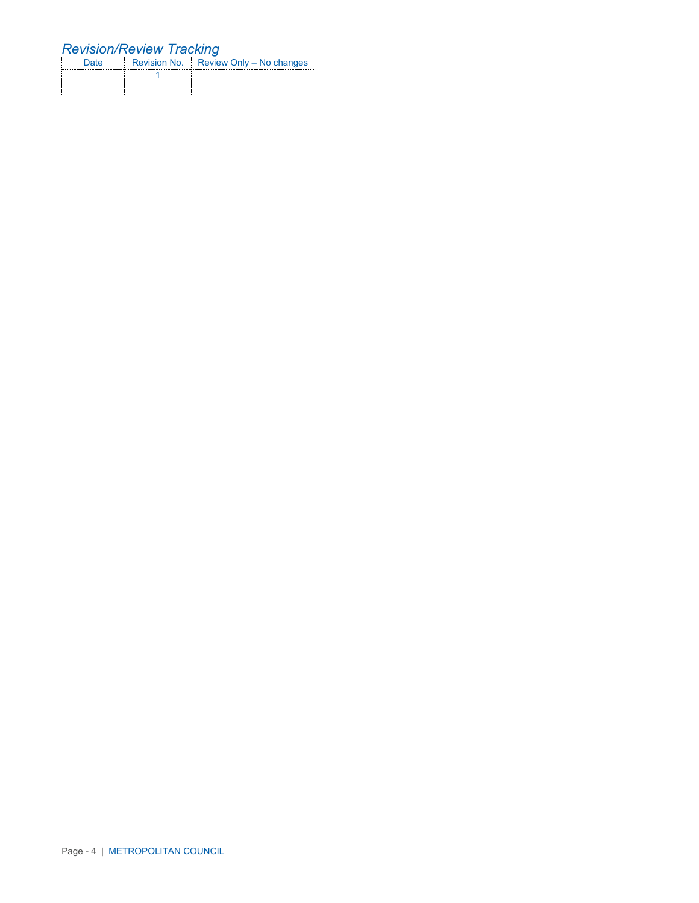## *Revision/Review Tracking*

| Date | Revision No. | Review Only – No changes |
|---|---|---|
| | 1 | |
| | | |